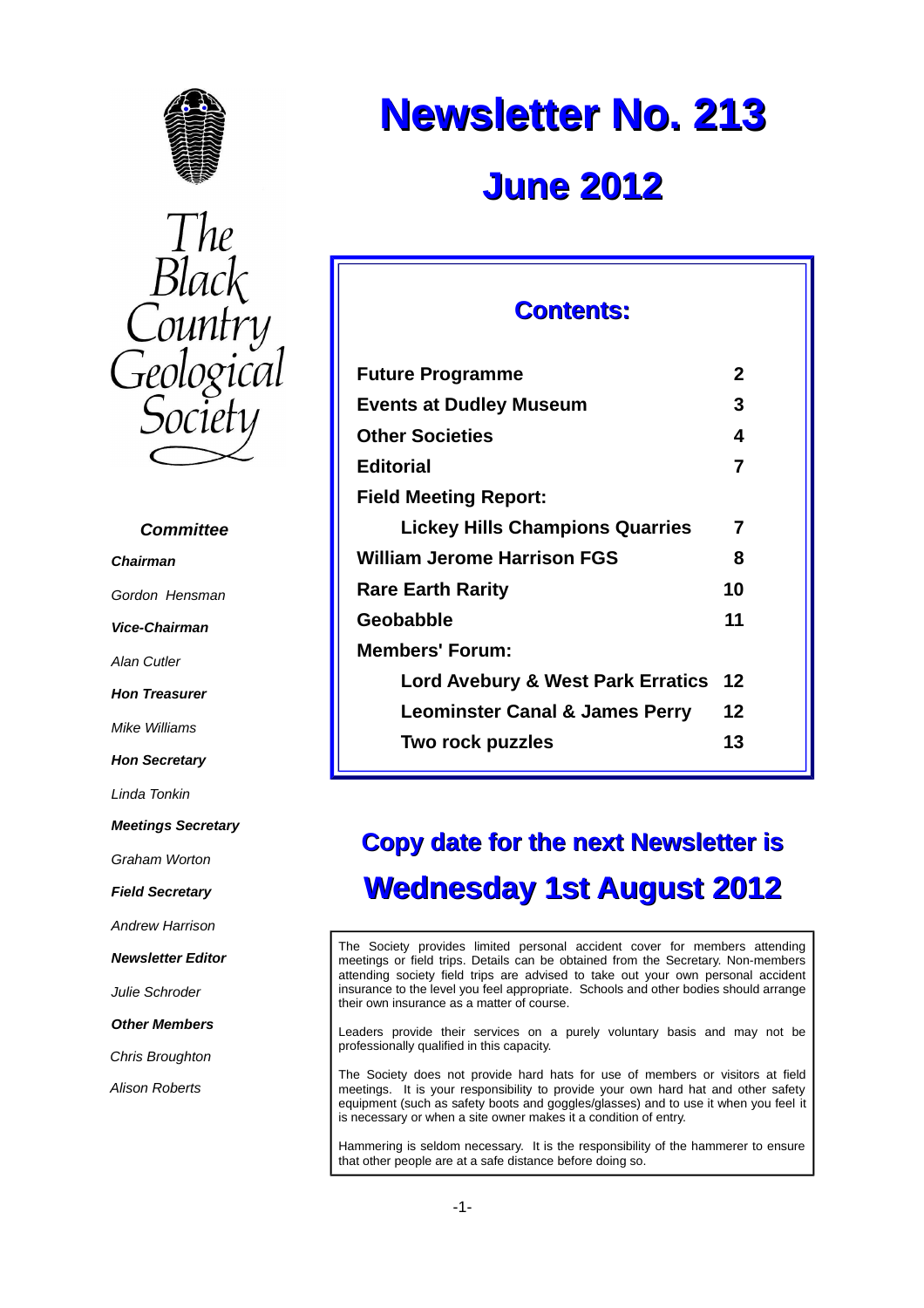# Newsletter No. 213

## June 2012

The Black Country Geological Society

### Contents:

| | |
|---|---|
| **Future Programme** | **2** |
| **Events at Dudley Museum** | **3** |
| **Other Societies** | **4** |
| **Editorial** | **7** |
| **Field Meeting Report:** | |
| **Lickey Hills Champions Quarries** | **7** |
| **William Jerome Harrison FGS** | **8** |
| **Rare Earth Rarity** | **10** |
| **Geobabble** | **11** |
| **Members' Forum:** | |
| **Lord Avebury & West Park Erratics** | **12** |
| **Leominster Canal & James Perry** | **12** |
| **Two rock puzzles** | **13** |

***Committee***

***Chairman***

*Gordon Hensman*

***Vice-Chairman***

*Alan Cutler*

***Hon Treasurer***

*Mike Williams*

***Hon Secretary***

*Linda Tonkin*

***Meetings Secretary***

*Graham Worton*

***Field Secretary***

*Andrew Harrison*

***Newsletter Editor***

*Julie Schroder*

***Other Members***

*Chris Broughton*

*Alison Roberts*

## Copy date for the next Newsletter is

## Wednesday 1st August 2012

The Society provides limited personal accident cover for members attending meetings or field trips. Details can be obtained from the Secretary. Non-members attending society field trips are advised to take out your own personal accident insurance to the level you feel appropriate. Schools and other bodies should arrange their own insurance as a matter of course.

Leaders provide their services on a purely voluntary basis and may not be professionally qualified in this capacity.

The Society does not provide hard hats for use of members or visitors at field meetings. It is your responsibility to provide your own hard hat and other safety equipment (such as safety boots and goggles/glasses) and to use it when you feel it is necessary or when a site owner makes it a condition of entry.

Hammering is seldom necessary. It is the responsibility of the hammerer to ensure that other people are at a safe distance before doing so.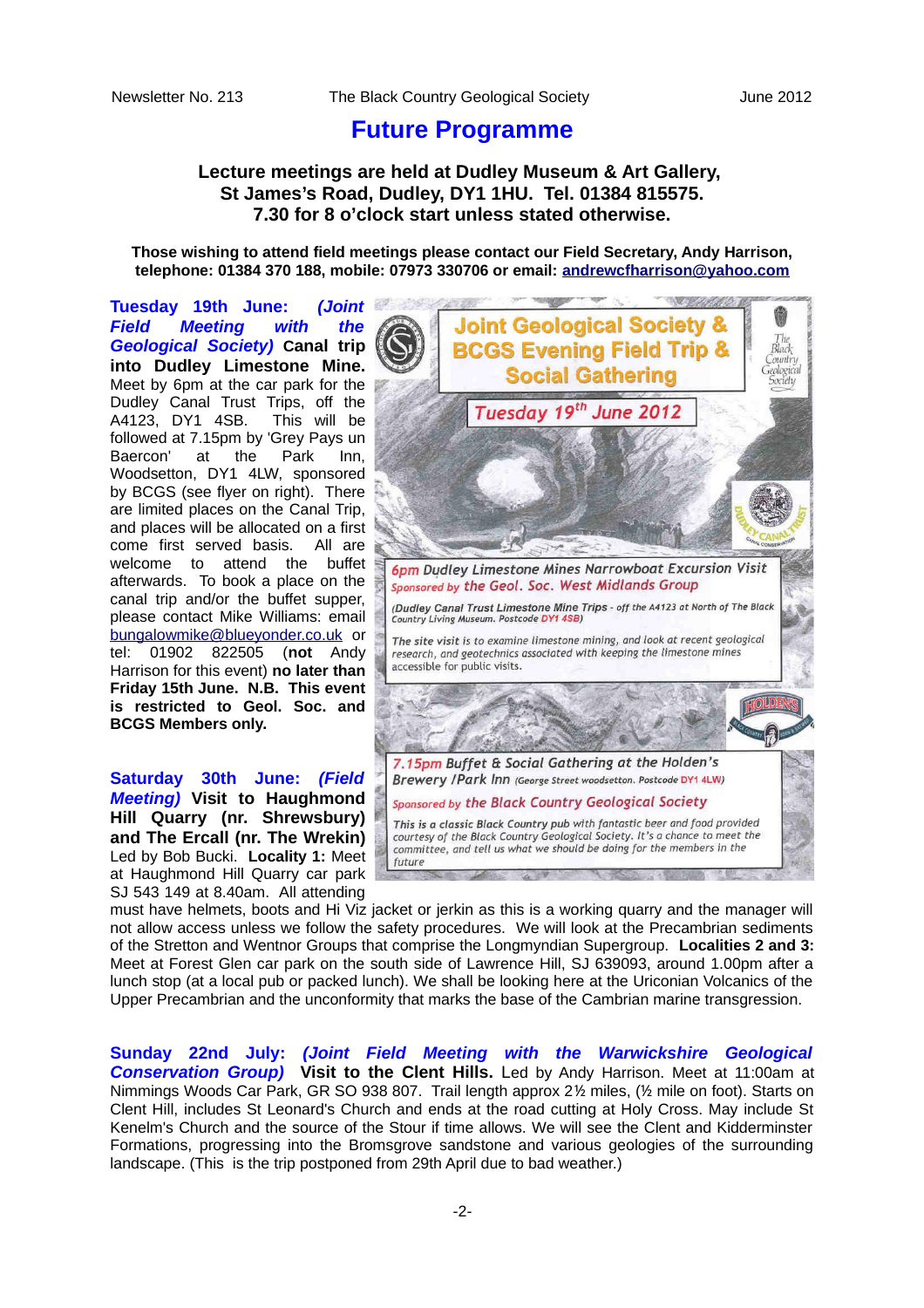# Future Programme

**Lecture meetings are held at Dudley Museum & Art Gallery, St James's Road, Dudley, DY1 1HU. Tel. 01384 815575. 7.30 for 8 o'clock start unless stated otherwise.**

**Those wishing to attend field meetings please contact our Field Secretary, Andy Harrison, telephone: 01384 370 188, mobile: 07973 330706 or email: andrewcfharrison@yahoo.com**

**Tuesday 19th June:** ***(Joint Field Meeting with the Geological Society)*** **Canal trip into Dudley Limestone Mine.** Meet by 6pm at the car park for the Dudley Canal Trust Trips, off the A4123, DY1 4SB. This will be followed at 7.15pm by 'Grey Pays un Baercon' at the Park Inn, Woodsetton, DY1 4LW, sponsored by BCGS (see flyer on right). There are limited places on the Canal Trip, and places will be allocated on a first come first served basis. All are welcome to attend the buffet afterwards. To book a place on the canal trip and/or the buffet supper, please contact Mike Williams: email bungalowmike@blueyonder.co.uk or tel: 01902 822505 (**not** Andy Harrison for this event) **no later than Friday 15th June. N.B. This event is restricted to Geol. Soc. and BCGS Members only.**

Joint Geological Society & BCGS Evening Field Trip & Social Gathering

Tuesday 19th June 2012

6pm Dudley Limestone Mines Narrowboat Excursion Visit
Sponsored by the Geol. Soc. West Midlands Group

(Dudley Canal Trust Limestone Mine Trips - off the A4123 at North of The Black Country Living Museum. Postcode DY1 4SB)

The site visit is to examine limestone mining, and look at recent geological research, and geotechnics associated with keeping the limestone mines accessible for public visits.

7.15pm Buffet & Social Gathering at the Holden's Brewery /Park Inn (George Street woodsetton. Postcode DY1 4LW)

Sponsored by the Black Country Geological Society

This is a classic Black Country pub with fantastic beer and food provided courtesy of the Black Country Geological Society. It's a chance to meet the committee, and tell us what we should be doing for the members in the future

**Saturday 30th June:** ***(Field Meeting)*** **Visit to Haughmond Hill Quarry (nr. Shrewsbury) and The Ercall (nr. The Wrekin)** Led by Bob Bucki. **Locality 1:** Meet at Haughmond Hill Quarry car park SJ 543 149 at 8.40am. All attending must have helmets, boots and Hi Viz jacket or jerkin as this is a working quarry and the manager will not allow access unless we follow the safety procedures. We will look at the Precambrian sediments of the Stretton and Wentnor Groups that comprise the Longmyndian Supergroup. **Localities 2 and 3:** Meet at Forest Glen car park on the south side of Lawrence Hill, SJ 639093, around 1.00pm after a lunch stop (at a local pub or packed lunch). We shall be looking here at the Uriconian Volcanics of the Upper Precambrian and the unconformity that marks the base of the Cambrian marine transgression.

**Sunday 22nd July:** ***(Joint Field Meeting with the Warwickshire Geological Conservation Group)*** **Visit to the Clent Hills.** Led by Andy Harrison. Meet at 11:00am at Nimmings Woods Car Park, GR SO 938 807. Trail length approx 2½ miles, (½ mile on foot). Starts on Clent Hill, includes St Leonard's Church and ends at the road cutting at Holy Cross. May include St Kenelm's Church and the source of the Stour if time allows. We will see the Clent and Kidderminster Formations, progressing into the Bromsgrove sandstone and various geologies of the surrounding landscape. (This is the trip postponed from 29th April due to bad weather.)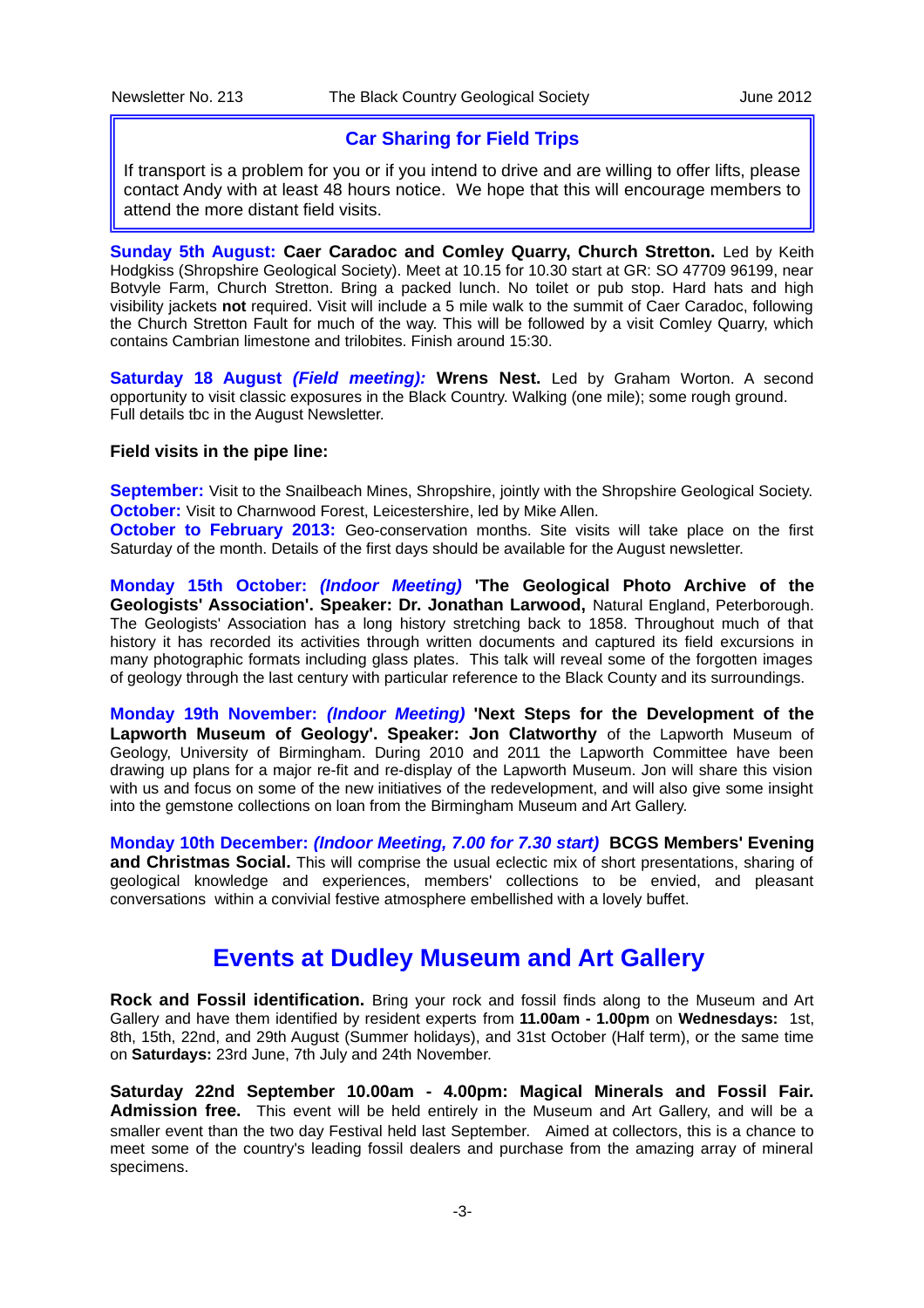## Car Sharing for Field Trips

If transport is a problem for you or if you intend to drive and are willing to offer lifts, please contact Andy with at least 48 hours notice. We hope that this will encourage members to attend the more distant field visits.

**Sunday 5th August: Caer Caradoc and Comley Quarry, Church Stretton.** Led by Keith Hodgkiss (Shropshire Geological Society). Meet at 10.15 for 10.30 start at GR: SO 47709 96199, near Botvyle Farm, Church Stretton. Bring a packed lunch. No toilet or pub stop. Hard hats and high visibility jackets **not** required. Visit will include a 5 mile walk to the summit of Caer Caradoc, following the Church Stretton Fault for much of the way. This will be followed by a visit Comley Quarry, which contains Cambrian limestone and trilobites. Finish around 15:30.

**Saturday 18 August *(Field meeting):* Wrens Nest.** Led by Graham Worton. A second opportunity to visit classic exposures in the Black Country. Walking (one mile); some rough ground. Full details tbc in the August Newsletter.

**Field visits in the pipe line:**

**September:** Visit to the Snailbeach Mines, Shropshire, jointly with the Shropshire Geological Society.
**October:** Visit to Charnwood Forest, Leicestershire, led by Mike Allen.
**October to February 2013:** Geo-conservation months. Site visits will take place on the first Saturday of the month. Details of the first days should be available for the August newsletter.

**Monday 15th October: *(Indoor Meeting)* 'The Geological Photo Archive of the Geologists' Association'. Speaker: Dr. Jonathan Larwood,** Natural England, Peterborough. The Geologists' Association has a long history stretching back to 1858. Throughout much of that history it has recorded its activities through written documents and captured its field excursions in many photographic formats including glass plates. This talk will reveal some of the forgotten images of geology through the last century with particular reference to the Black County and its surroundings.

**Monday 19th November: *(Indoor Meeting)* 'Next Steps for the Development of the Lapworth Museum of Geology'. Speaker: Jon Clatworthy** of the Lapworth Museum of Geology, University of Birmingham. During 2010 and 2011 the Lapworth Committee have been drawing up plans for a major re-fit and re-display of the Lapworth Museum. Jon will share this vision with us and focus on some of the new initiatives of the redevelopment, and will also give some insight into the gemstone collections on loan from the Birmingham Museum and Art Gallery.

**Monday 10th December: *(Indoor Meeting, 7.00 for 7.30 start)* BCGS Members' Evening and Christmas Social.** This will comprise the usual eclectic mix of short presentations, sharing of geological knowledge and experiences, members' collections to be envied, and pleasant conversations within a convivial festive atmosphere embellished with a lovely buffet.

# Events at Dudley Museum and Art Gallery

**Rock and Fossil identification.** Bring your rock and fossil finds along to the Museum and Art Gallery and have them identified by resident experts from **11.00am - 1.00pm** on **Wednesdays:** 1st, 8th, 15th, 22nd, and 29th August (Summer holidays), and 31st October (Half term), or the same time on **Saturdays:** 23rd June, 7th July and 24th November.

**Saturday 22nd September 10.00am - 4.00pm: Magical Minerals and Fossil Fair. Admission free.** This event will be held entirely in the Museum and Art Gallery, and will be a smaller event than the two day Festival held last September. Aimed at collectors, this is a chance to meet some of the country's leading fossil dealers and purchase from the amazing array of mineral specimens.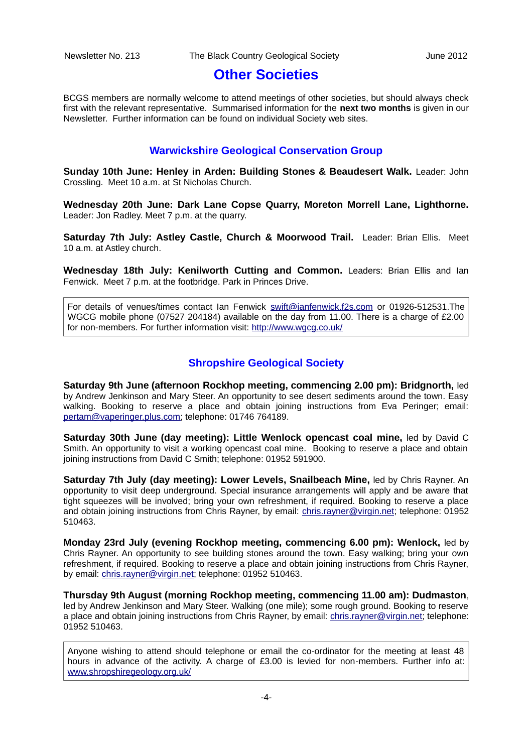# Other Societies

BCGS members are normally welcome to attend meetings of other societies, but should always check first with the relevant representative. Summarised information for the **next two months** is given in our Newsletter. Further information can be found on individual Society web sites.

## Warwickshire Geological Conservation Group

**Sunday 10th June: Henley in Arden: Building Stones & Beaudesert Walk.** Leader: John Crossling. Meet 10 a.m. at St Nicholas Church.

**Wednesday 20th June: Dark Lane Copse Quarry, Moreton Morrell Lane, Lighthorne.** Leader: Jon Radley. Meet 7 p.m. at the quarry.

**Saturday 7th July: Astley Castle, Church & Moorwood Trail.** Leader: Brian Ellis. Meet 10 a.m. at Astley church.

**Wednesday 18th July: Kenilworth Cutting and Common.** Leaders: Brian Ellis and Ian Fenwick. Meet 7 p.m. at the footbridge. Park in Princes Drive.

For details of venues/times contact Ian Fenwick swift@ianfenwick.f2s.com or 01926-512531.The WGCG mobile phone (07527 204184) available on the day from 11.00. There is a charge of £2.00 for non-members. For further information visit: http://www.wgcg.co.uk/

## Shropshire Geological Society

**Saturday 9th June (afternoon Rockhop meeting, commencing 2.00 pm): Bridgnorth,** led by Andrew Jenkinson and Mary Steer. An opportunity to see desert sediments around the town. Easy walking. Booking to reserve a place and obtain joining instructions from Eva Peringer; email: pertam@vaperinger.plus.com; telephone: 01746 764189.

**Saturday 30th June (day meeting): Little Wenlock opencast coal mine,** led by David C Smith. An opportunity to visit a working opencast coal mine. Booking to reserve a place and obtain joining instructions from David C Smith; telephone: 01952 591900.

**Saturday 7th July (day meeting): Lower Levels, Snailbeach Mine,** led by Chris Rayner. An opportunity to visit deep underground. Special insurance arrangements will apply and be aware that tight squeezes will be involved; bring your own refreshment, if required. Booking to reserve a place and obtain joining instructions from Chris Rayner, by email: chris.rayner@virgin.net; telephone: 01952 510463.

**Monday 23rd July (evening Rockhop meeting, commencing 6.00 pm): Wenlock,** led by Chris Rayner. An opportunity to see building stones around the town. Easy walking; bring your own refreshment, if required. Booking to reserve a place and obtain joining instructions from Chris Rayner, by email: chris.rayner@virgin.net; telephone: 01952 510463.

**Thursday 9th August (morning Rockhop meeting, commencing 11.00 am): Dudmaston**, led by Andrew Jenkinson and Mary Steer. Walking (one mile); some rough ground. Booking to reserve a place and obtain joining instructions from Chris Rayner, by email: chris.rayner@virgin.net; telephone: 01952 510463.

Anyone wishing to attend should telephone or email the co-ordinator for the meeting at least 48 hours in advance of the activity. A charge of £3.00 is levied for non-members. Further info at: www.shropshiregeology.org.uk/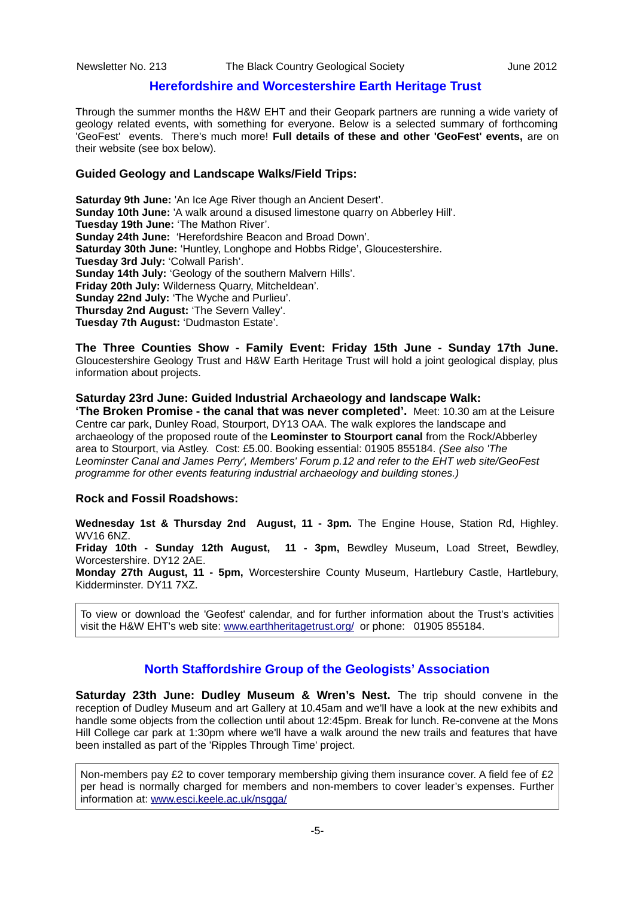## Herefordshire and Worcestershire Earth Heritage Trust

Through the summer months the H&W EHT and their Geopark partners are running a wide variety of geology related events, with something for everyone. Below is a selected summary of forthcoming 'GeoFest' events. There's much more! **Full details of these and other 'GeoFest' events,** are on their website (see box below).

### Guided Geology and Landscape Walks/Field Trips:

**Saturday 9th June:** 'An Ice Age River though an Ancient Desert'.
**Sunday 10th June:** 'A walk around a disused limestone quarry on Abberley Hill'.
**Tuesday 19th June:** 'The Mathon River'.
**Sunday 24th June:** 'Herefordshire Beacon and Broad Down'.
**Saturday 30th June:** 'Huntley, Longhope and Hobbs Ridge', Gloucestershire.
**Tuesday 3rd July:** 'Colwall Parish'.
**Sunday 14th July:** 'Geology of the southern Malvern Hills'.
**Friday 20th July:** Wilderness Quarry, Mitcheldean'.
**Sunday 22nd July:** 'The Wyche and Purlieu'.
**Thursday 2nd August:** 'The Severn Valley'.
**Tuesday 7th August:** 'Dudmaston Estate'.

**The Three Counties Show - Family Event: Friday 15th June - Sunday 17th June.** Gloucestershire Geology Trust and H&W Earth Heritage Trust will hold a joint geological display, plus information about projects.

**Saturday 23rd June: Guided Industrial Archaeology and landscape Walk:**
**'The Broken Promise - the canal that was never completed'.** Meet: 10.30 am at the Leisure Centre car park, Dunley Road, Stourport, DY13 OAA. The walk explores the landscape and archaeology of the proposed route of the **Leominster to Stourport canal** from the Rock/Abberley area to Stourport, via Astley. Cost: £5.00. Booking essential: 01905 855184. *(See also 'The Leominster Canal and James Perry', Members' Forum p.12 and refer to the EHT web site/GeoFest programme for other events featuring industrial archaeology and building stones.)*

### Rock and Fossil Roadshows:

**Wednesday 1st & Thursday 2nd August, 11 - 3pm.** The Engine House, Station Rd, Highley. WV16 6NZ.
**Friday 10th - Sunday 12th August, 11 - 3pm,** Bewdley Museum, Load Street, Bewdley, Worcestershire. DY12 2AE.
**Monday 27th August, 11 - 5pm,** Worcestershire County Museum, Hartlebury Castle, Hartlebury, Kidderminster. DY11 7XZ.

> To view or download the 'Geofest' calendar, and for further information about the Trust's activities visit the H&W EHT's web site: [www.earthheritagetrust.org/](http://www.earthheritagetrust.org/) or phone: 01905 855184.

## North Staffordshire Group of the Geologists' Association

**Saturday 23rd June: Dudley Museum & Wren's Nest.** The trip should convene in the reception of Dudley Museum and art Gallery at 10.45am and we'll have a look at the new exhibits and handle some objects from the collection until about 12:45pm. Break for lunch. Re-convene at the Mons Hill College car park at 1:30pm where we'll have a walk around the new trails and features that have been installed as part of the 'Ripples Through Time' project.

> Non-members pay £2 to cover temporary membership giving them insurance cover. A field fee of £2 per head is normally charged for members and non-members to cover leader's expenses. Further information at: [www.esci.keele.ac.uk/nsgga/](http://www.esci.keele.ac.uk/nsgga/)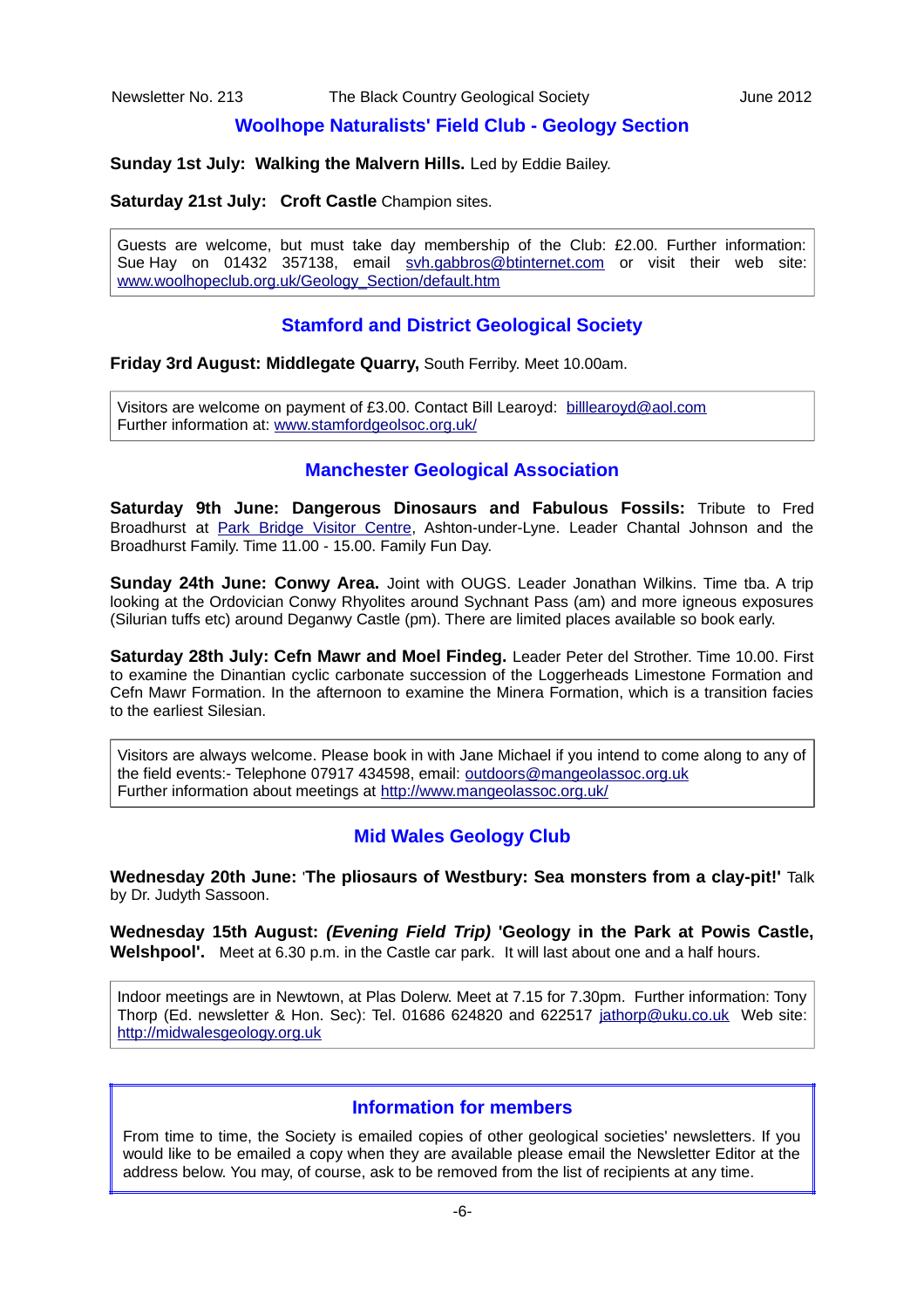## Woolhope Naturalists' Field Club - Geology Section

**Sunday 1st July: Walking the Malvern Hills.** Led by Eddie Bailey.

**Saturday 21st July: Croft Castle** Champion sites.

> Guests are welcome, but must take day membership of the Club: £2.00. Further information: Sue Hay on 01432 357138, email svh.gabbros@btinternet.com or visit their web site: www.woolhopeclub.org.uk/Geology_Section/default.htm

## Stamford and District Geological Society

**Friday 3rd August: Middlegate Quarry,** South Ferriby. Meet 10.00am.

> Visitors are welcome on payment of £3.00. Contact Bill Learoyd: billlearoyd@aol.com
> Further information at: www.stamfordgeolsoc.org.uk/

## Manchester Geological Association

**Saturday 9th June: Dangerous Dinosaurs and Fabulous Fossils:** Tribute to Fred Broadhurst at Park Bridge Visitor Centre, Ashton-under-Lyne. Leader Chantal Johnson and the Broadhurst Family. Time 11.00 - 15.00. Family Fun Day.

**Sunday 24th June: Conwy Area.** Joint with OUGS. Leader Jonathan Wilkins. Time tba. A trip looking at the Ordovician Conwy Rhyolites around Sychnant Pass (am) and more igneous exposures (Silurian tuffs etc) around Deganwy Castle (pm). There are limited places available so book early.

**Saturday 28th July: Cefn Mawr and Moel Findeg.** Leader Peter del Strother. Time 10.00. First to examine the Dinantian cyclic carbonate succession of the Loggerheads Limestone Formation and Cefn Mawr Formation. In the afternoon to examine the Minera Formation, which is a transition facies to the earliest Silesian.

> Visitors are always welcome. Please book in with Jane Michael if you intend to come along to any of the field events:- Telephone 07917 434598, email: outdoors@mangeolassoc.org.uk
> Further information about meetings at http://www.mangeolassoc.org.uk/

## Mid Wales Geology Club

**Wednesday 20th June:** '**The pliosaurs of Westbury: Sea monsters from a clay-pit!'** Talk by Dr. Judyth Sassoon.

**Wednesday 15th August:** ***(Evening Field Trip)*** **'Geology in the Park at Powis Castle, Welshpool'.** Meet at 6.30 p.m. in the Castle car park. It will last about one and a half hours.

> Indoor meetings are in Newtown, at Plas Dolerw. Meet at 7.15 for 7.30pm. Further information: Tony Thorp (Ed. newsletter & Hon. Sec): Tel. 01686 624820 and 622517 jathorp@uku.co.uk Web site: http://midwalesgeology.org.uk

## Information for members

From time to time, the Society is emailed copies of other geological societies' newsletters. If you would like to be emailed a copy when they are available please email the Newsletter Editor at the address below. You may, of course, ask to be removed from the list of recipients at any time.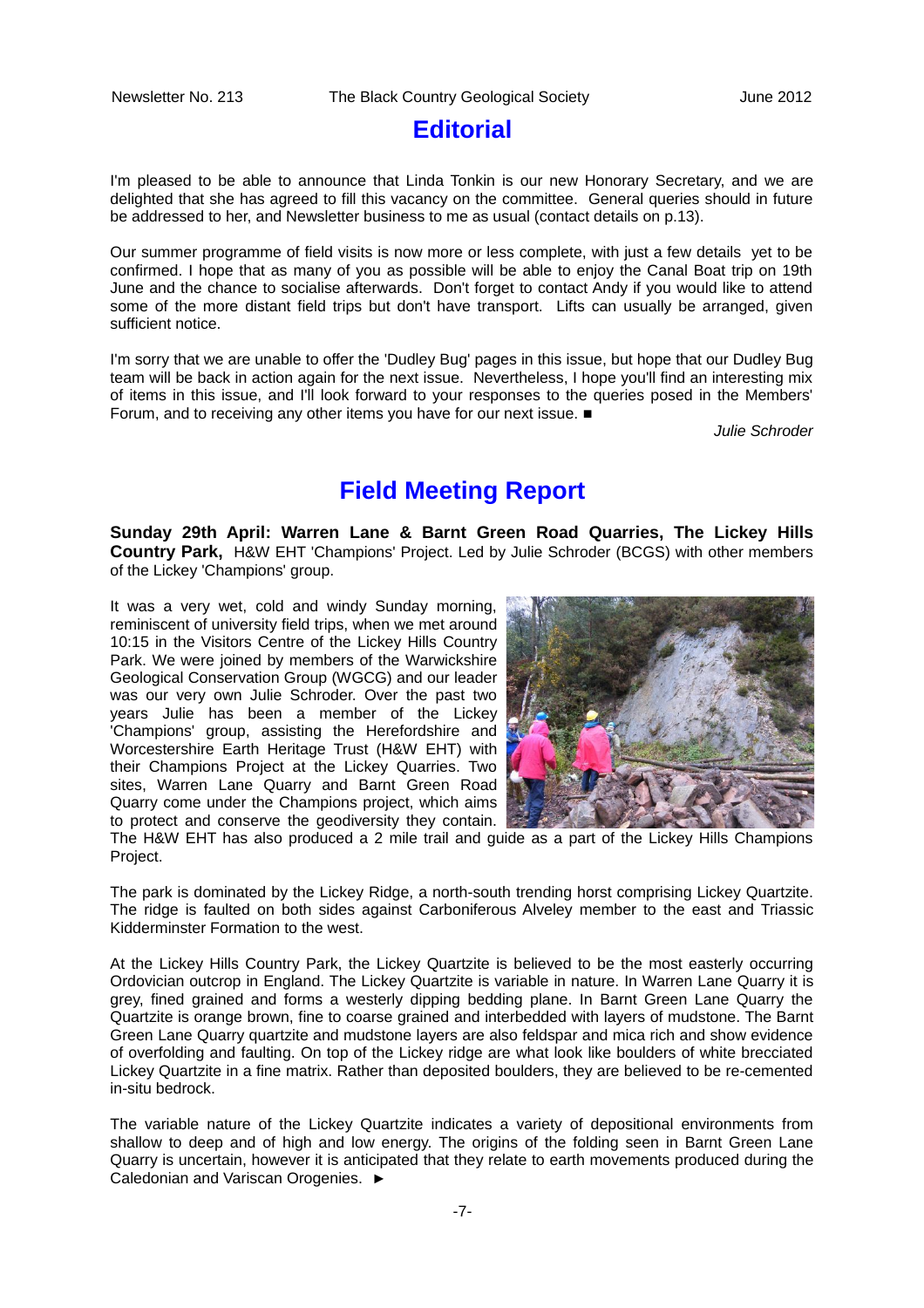# Editorial

I'm pleased to be able to announce that Linda Tonkin is our new Honorary Secretary, and we are delighted that she has agreed to fill this vacancy on the committee. General queries should in future be addressed to her, and Newsletter business to me as usual (contact details on p.13).

Our summer programme of field visits is now more or less complete, with just a few details yet to be confirmed. I hope that as many of you as possible will be able to enjoy the Canal Boat trip on 19th June and the chance to socialise afterwards. Don't forget to contact Andy if you would like to attend some of the more distant field trips but don't have transport. Lifts can usually be arranged, given sufficient notice.

I'm sorry that we are unable to offer the 'Dudley Bug' pages in this issue, but hope that our Dudley Bug team will be back in action again for the next issue. Nevertheless, I hope you'll find an interesting mix of items in this issue, and I'll look forward to your responses to the queries posed in the Members' Forum, and to receiving any other items you have for our next issue. ■

*Julie Schroder*

# Field Meeting Report

**Sunday 29th April: Warren Lane & Barnt Green Road Quarries, The Lickey Hills Country Park,** H&W EHT 'Champions' Project. Led by Julie Schroder (BCGS) with other members of the Lickey 'Champions' group.

It was a very wet, cold and windy Sunday morning, reminiscent of university field trips, when we met around 10:15 in the Visitors Centre of the Lickey Hills Country Park. We were joined by members of the Warwickshire Geological Conservation Group (WGCG) and our leader was our very own Julie Schroder. Over the past two years Julie has been a member of the Lickey 'Champions' group, assisting the Herefordshire and Worcestershire Earth Heritage Trust (H&W EHT) with their Champions Project at the Lickey Quarries. Two sites, Warren Lane Quarry and Barnt Green Road Quarry come under the Champions project, which aims to protect and conserve the geodiversity they contain. The H&W EHT has also produced a 2 mile trail and guide as a part of the Lickey Hills Champions Project.

The park is dominated by the Lickey Ridge, a north-south trending horst comprising Lickey Quartzite. The ridge is faulted on both sides against Carboniferous Alveley member to the east and Triassic Kidderminster Formation to the west.

At the Lickey Hills Country Park, the Lickey Quartzite is believed to be the most easterly occurring Ordovician outcrop in England. The Lickey Quartzite is variable in nature. In Warren Lane Quarry it is grey, fined grained and forms a westerly dipping bedding plane. In Barnt Green Lane Quarry the Quartzite is orange brown, fine to coarse grained and interbedded with layers of mudstone. The Barnt Green Lane Quarry quartzite and mudstone layers are also feldspar and mica rich and show evidence of overfolding and faulting. On top of the Lickey ridge are what look like boulders of white brecciated Lickey Quartzite in a fine matrix. Rather than deposited boulders, they are believed to be re-cemented in-situ bedrock.

The variable nature of the Lickey Quartzite indicates a variety of depositional environments from shallow to deep and of high and low energy. The origins of the folding seen in Barnt Green Lane Quarry is uncertain, however it is anticipated that they relate to earth movements produced during the Caledonian and Variscan Orogenies. ►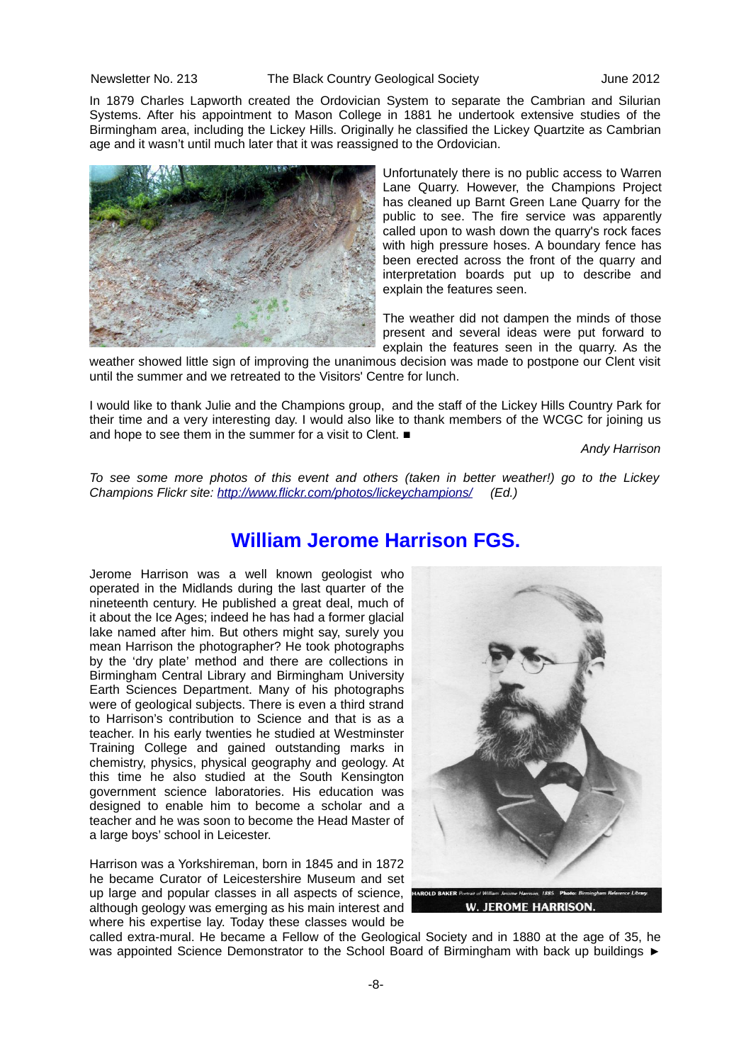In 1879 Charles Lapworth created the Ordovician System to separate the Cambrian and Silurian Systems. After his appointment to Mason College in 1881 he undertook extensive studies of the Birmingham area, including the Lickey Hills. Originally he classified the Lickey Quartzite as Cambrian age and it wasn't until much later that it was reassigned to the Ordovician.

Unfortunately there is no public access to Warren Lane Quarry. However, the Champions Project has cleaned up Barnt Green Lane Quarry for the public to see. The fire service was apparently called upon to wash down the quarry's rock faces with high pressure hoses. A boundary fence has been erected across the front of the quarry and interpretation boards put up to describe and explain the features seen.

The weather did not dampen the minds of those present and several ideas were put forward to explain the features seen in the quarry. As the weather showed little sign of improving the unanimous decision was made to postpone our Clent visit until the summer and we retreated to the Visitors' Centre for lunch.

I would like to thank Julie and the Champions group, and the staff of the Lickey Hills Country Park for their time and a very interesting day. I would also like to thank members of the WCGC for joining us and hope to see them in the summer for a visit to Clent. ■

*Andy Harrison*

*To see some more photos of this event and others (taken in better weather!) go to the Lickey Champions Flickr site: http://www.flickr.com/photos/lickeychampions/ (Ed.)*

## William Jerome Harrison FGS.

Jerome Harrison was a well known geologist who operated in the Midlands during the last quarter of the nineteenth century. He published a great deal, much of it about the Ice Ages; indeed he has had a former glacial lake named after him. But others might say, surely you mean Harrison the photographer? He took photographs by the 'dry plate' method and there are collections in Birmingham Central Library and Birmingham University Earth Sciences Department. Many of his photographs were of geological subjects. There is even a third strand to Harrison's contribution to Science and that is as a teacher. In his early twenties he studied at Westminster Training College and gained outstanding marks in chemistry, physics, physical geography and geology. At this time he also studied at the South Kensington government science laboratories. His education was designed to enable him to become a scholar and a teacher and he was soon to become the Head Master of a large boys' school in Leicester.

HAROLD BAKER Portrait of William Jerome Harrison, 1885 Photo: Birmingham Reference Library
W. JEROME HARRISON.

Harrison was a Yorkshireman, born in 1845 and in 1872 he became Curator of Leicestershire Museum and set up large and popular classes in all aspects of science, although geology was emerging as his main interest and where his expertise lay. Today these classes would be called extra-mural. He became a Fellow of the Geological Society and in 1880 at the age of 35, he was appointed Science Demonstrator to the School Board of Birmingham with back up buildings ►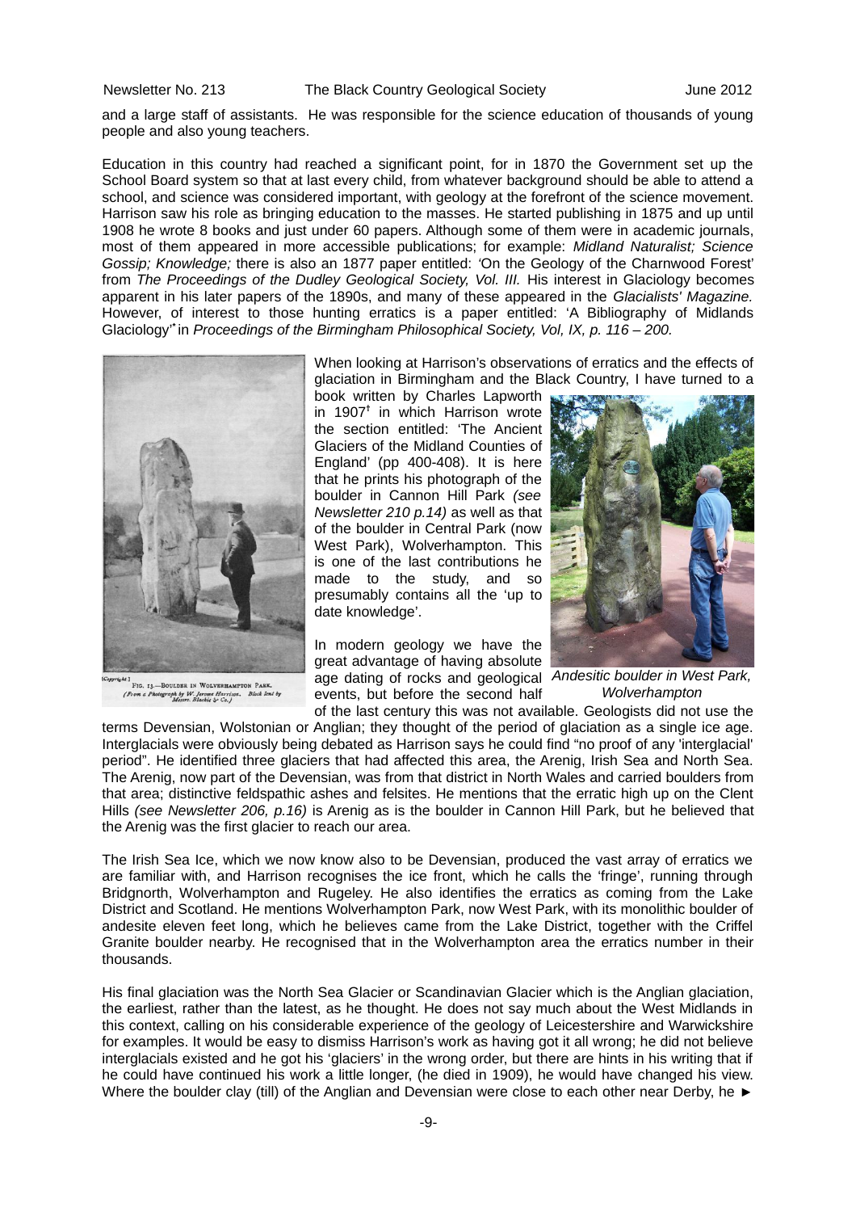and a large staff of assistants. He was responsible for the science education of thousands of young people and also young teachers.

Education in this country had reached a significant point, for in 1870 the Government set up the School Board system so that at last every child, from whatever background should be able to attend a school, and science was considered important, with geology at the forefront of the science movement. Harrison saw his role as bringing education to the masses. He started publishing in 1875 and up until 1908 he wrote 8 books and just under 60 papers. Although some of them were in academic journals, most of them appeared in more accessible publications; for example: *Midland Naturalist; Science Gossip; Knowledge;* there is also an 1877 paper entitled: 'On the Geology of the Charnwood Forest' from *The Proceedings of the Dudley Geological Society, Vol. III.* His interest in Glaciology becomes apparent in his later papers of the 1890s, and many of these appeared in the *Glacialists' Magazine.* However, of interest to those hunting erratics is a paper entitled: 'A Bibliography of Midlands Glaciology'* in *Proceedings of the Birmingham Philosophical Society, Vol, IX, p. 116 – 200.*

[Copyright.] FIG. 13.—BOULDER IN WOLVERHAMPTON PARK. (From a Photograph by W. Jerome Harrison. Block lent by Messrs. Blackie & Co.)

When looking at Harrison's observations of erratics and the effects of glaciation in Birmingham and the Black Country, I have turned to a book written by Charles Lapworth in 1907† in which Harrison wrote the section entitled: 'The Ancient Glaciers of the Midland Counties of England' (pp 400-408). It is here that he prints his photograph of the boulder in Cannon Hill Park *(see Newsletter 210 p.14)* as well as that of the boulder in Central Park (now West Park), Wolverhampton. This is one of the last contributions he made to the study, and so presumably contains all the 'up to date knowledge'.

*Andesitic boulder in West Park, Wolverhampton*

In modern geology we have the great advantage of having absolute age dating of rocks and geological events, but before the second half of the last century this was not available. Geologists did not use the terms Devensian, Wolstonian or Anglian; they thought of the period of glaciation as a single ice age. Interglacials were obviously being debated as Harrison says he could find "no proof of any 'interglacial' period". He identified three glaciers that had affected this area, the Arenig, Irish Sea and North Sea. The Arenig, now part of the Devensian, was from that district in North Wales and carried boulders from that area; distinctive feldspathic ashes and felsites. He mentions that the erratic high up on the Clent Hills *(see Newsletter 206, p.16)* is Arenig as is the boulder in Cannon Hill Park, but he believed that the Arenig was the first glacier to reach our area.

The Irish Sea Ice, which we now know also to be Devensian, produced the vast array of erratics we are familiar with, and Harrison recognises the ice front, which he calls the 'fringe', running through Bridgnorth, Wolverhampton and Rugeley. He also identifies the erratics as coming from the Lake District and Scotland. He mentions Wolverhampton Park, now West Park, with its monolithic boulder of andesite eleven feet long, which he believes came from the Lake District, together with the Criffel Granite boulder nearby. He recognised that in the Wolverhampton area the erratics number in their thousands.

His final glaciation was the North Sea Glacier or Scandinavian Glacier which is the Anglian glaciation, the earliest, rather than the latest, as he thought. He does not say much about the West Midlands in this context, calling on his considerable experience of the geology of Leicestershire and Warwickshire for examples. It would be easy to dismiss Harrison's work as having got it all wrong; he did not believe interglacials existed and he got his 'glaciers' in the wrong order, but there are hints in his writing that if he could have continued his work a little longer, (he died in 1909), he would have changed his view. Where the boulder clay (till) of the Anglian and Devensian were close to each other near Derby, he ►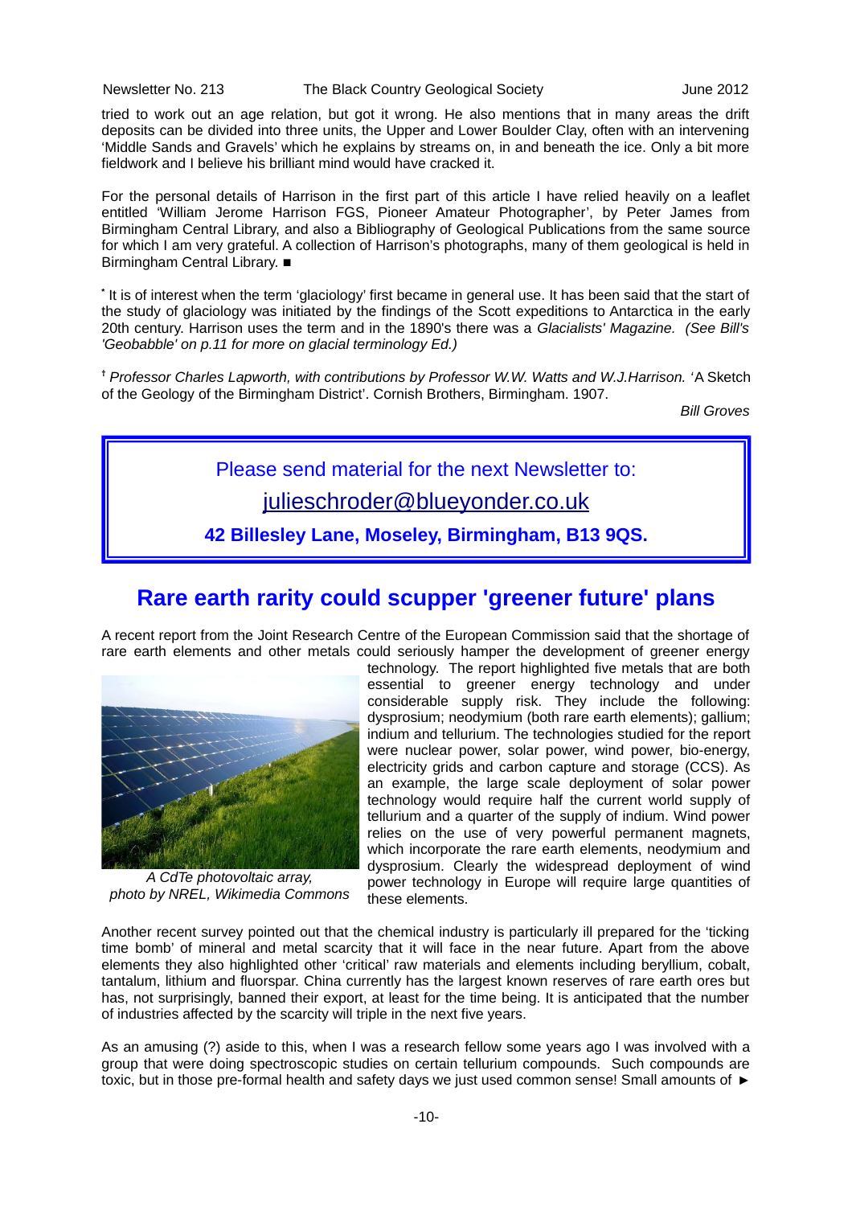tried to work out an age relation, but got it wrong. He also mentions that in many areas the drift deposits can be divided into three units, the Upper and Lower Boulder Clay, often with an intervening 'Middle Sands and Gravels' which he explains by streams on, in and beneath the ice. Only a bit more fieldwork and I believe his brilliant mind would have cracked it.

For the personal details of Harrison in the first part of this article I have relied heavily on a leaflet entitled 'William Jerome Harrison FGS, Pioneer Amateur Photographer', by Peter James from Birmingham Central Library, and also a Bibliography of Geological Publications from the same source for which I am very grateful. A collection of Harrison's photographs, many of them geological is held in Birmingham Central Library. ■

[*] It is of interest when the term 'glaciology' first became in general use. It has been said that the start of the study of glaciology was initiated by the findings of the Scott expeditions to Antarctica in the early 20th century. Harrison uses the term and in the 1890's there was a *Glacialists' Magazine. (See Bill's 'Geobabble' on p.11 for more on glacial terminology Ed.)*

[†] *Professor Charles Lapworth, with contributions by Professor W.W. Watts and W.J.Harrison.* 'A Sketch of the Geology of the Birmingham District'. Cornish Brothers, Birmingham. 1907.

*Bill Groves*

---

Please send material for the next Newsletter to:

julieschroder@blueyonder.co.uk

**42 Billesley Lane, Moseley, Birmingham, B13 9QS.**

---

## Rare earth rarity could scupper 'greener future' plans

A recent report from the Joint Research Centre of the European Commission said that the shortage of rare earth elements and other metals could seriously hamper the development of greener energy technology. The report highlighted five metals that are both essential to greener energy technology and under considerable supply risk. They include the following: dysprosium; neodymium (both rare earth elements); gallium; indium and tellurium. The technologies studied for the report were nuclear power, solar power, wind power, bio-energy, electricity grids and carbon capture and storage (CCS). As an example, the large scale deployment of solar power technology would require half the current world supply of tellurium and a quarter of the supply of indium. Wind power relies on the use of very powerful permanent magnets, which incorporate the rare earth elements, neodymium and dysprosium. Clearly the widespread deployment of wind power technology in Europe will require large quantities of these elements.

*A CdTe photovoltaic array, photo by NREL, Wikimedia Commons*

Another recent survey pointed out that the chemical industry is particularly ill prepared for the 'ticking time bomb' of mineral and metal scarcity that it will face in the near future. Apart from the above elements they also highlighted other 'critical' raw materials and elements including beryllium, cobalt, tantalum, lithium and fluorspar. China currently has the largest known reserves of rare earth ores but has, not surprisingly, banned their export, at least for the time being. It is anticipated that the number of industries affected by the scarcity will triple in the next five years.

As an amusing (?) aside to this, when I was a research fellow some years ago I was involved with a group that were doing spectroscopic studies on certain tellurium compounds. Such compounds are toxic, but in those pre-formal health and safety days we just used common sense! Small amounts of ►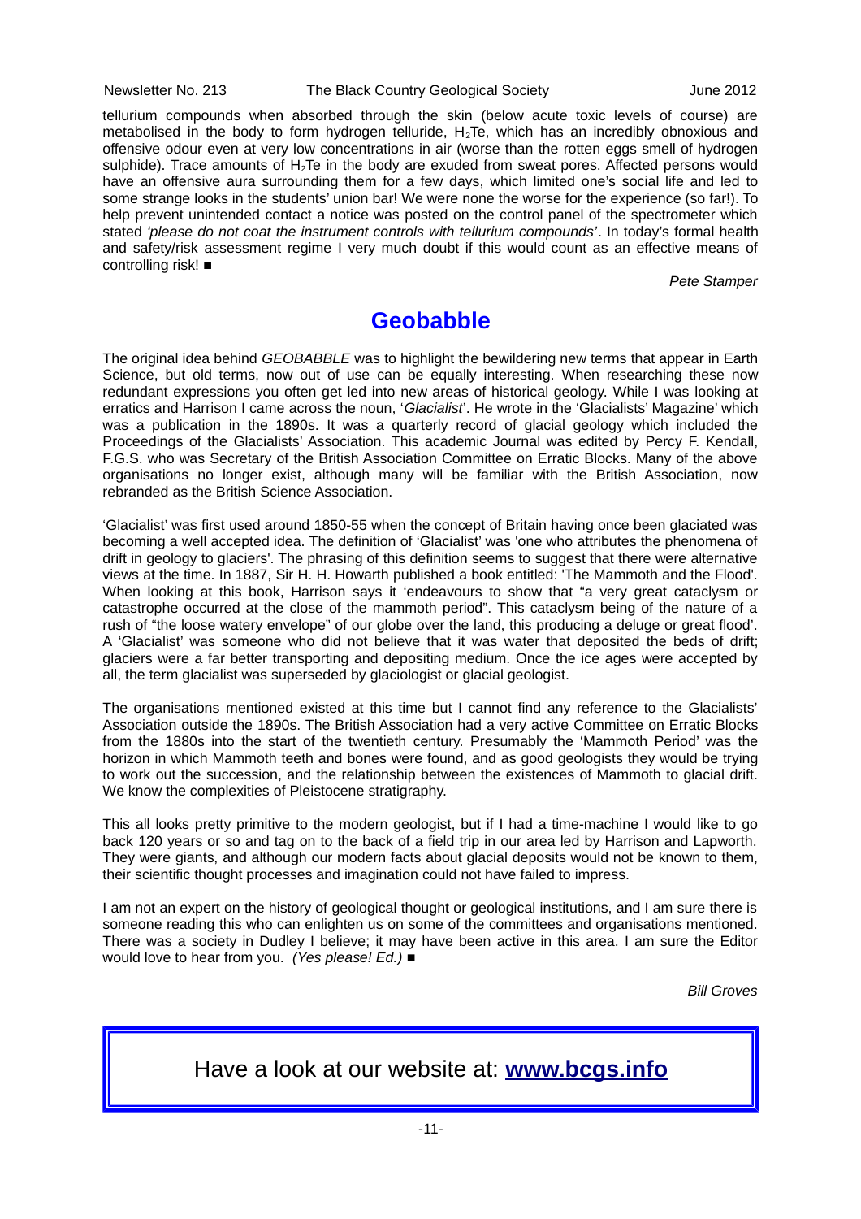tellurium compounds when absorbed through the skin (below acute toxic levels of course) are metabolised in the body to form hydrogen telluride, $H_2Te$, which has an incredibly obnoxious and offensive odour even at very low concentrations in air (worse than the rotten eggs smell of hydrogen sulphide). Trace amounts of $H_2Te$ in the body are exuded from sweat pores. Affected persons would have an offensive aura surrounding them for a few days, which limited one's social life and led to some strange looks in the students' union bar! We were none the worse for the experience (so far!). To help prevent unintended contact a notice was posted on the control panel of the spectrometer which stated *'please do not coat the instrument controls with tellurium compounds'*. In today's formal health and safety/risk assessment regime I very much doubt if this would count as an effective means of controlling risk! ■

*Pete Stamper*

# Geobabble

The original idea behind *GEOBABBLE* was to highlight the bewildering new terms that appear in Earth Science, but old terms, now out of use can be equally interesting. When researching these now redundant expressions you often get led into new areas of historical geology. While I was looking at erratics and Harrison I came across the noun, '*Glacialist*'. He wrote in the 'Glacialists' Magazine' which was a publication in the 1890s. It was a quarterly record of glacial geology which included the Proceedings of the Glacialists' Association. This academic Journal was edited by Percy F. Kendall, F.G.S. who was Secretary of the British Association Committee on Erratic Blocks. Many of the above organisations no longer exist, although many will be familiar with the British Association, now rebranded as the British Science Association.

'Glacialist' was first used around 1850-55 when the concept of Britain having once been glaciated was becoming a well accepted idea. The definition of 'Glacialist' was 'one who attributes the phenomena of drift in geology to glaciers'. The phrasing of this definition seems to suggest that there were alternative views at the time. In 1887, Sir H. H. Howarth published a book entitled: 'The Mammoth and the Flood'. When looking at this book, Harrison says it 'endeavours to show that "a very great cataclysm or catastrophe occurred at the close of the mammoth period". This cataclysm being of the nature of a rush of "the loose watery envelope" of our globe over the land, this producing a deluge or great flood'. A 'Glacialist' was someone who did not believe that it was water that deposited the beds of drift; glaciers were a far better transporting and depositing medium. Once the ice ages were accepted by all, the term glacialist was superseded by glaciologist or glacial geologist.

The organisations mentioned existed at this time but I cannot find any reference to the Glacialists' Association outside the 1890s. The British Association had a very active Committee on Erratic Blocks from the 1880s into the start of the twentieth century. Presumably the 'Mammoth Period' was the horizon in which Mammoth teeth and bones were found, and as good geologists they would be trying to work out the succession, and the relationship between the existences of Mammoth to glacial drift. We know the complexities of Pleistocene stratigraphy.

This all looks pretty primitive to the modern geologist, but if I had a time-machine I would like to go back 120 years or so and tag on to the back of a field trip in our area led by Harrison and Lapworth. They were giants, and although our modern facts about glacial deposits would not be known to them, their scientific thought processes and imagination could not have failed to impress.

I am not an expert on the history of geological thought or geological institutions, and I am sure there is someone reading this who can enlighten us on some of the committees and organisations mentioned. There was a society in Dudley I believe; it may have been active in this area. I am sure the Editor would love to hear from you. *(Yes please! Ed.)* ■

*Bill Groves*

Have a look at our website at: **www.bcgs.info**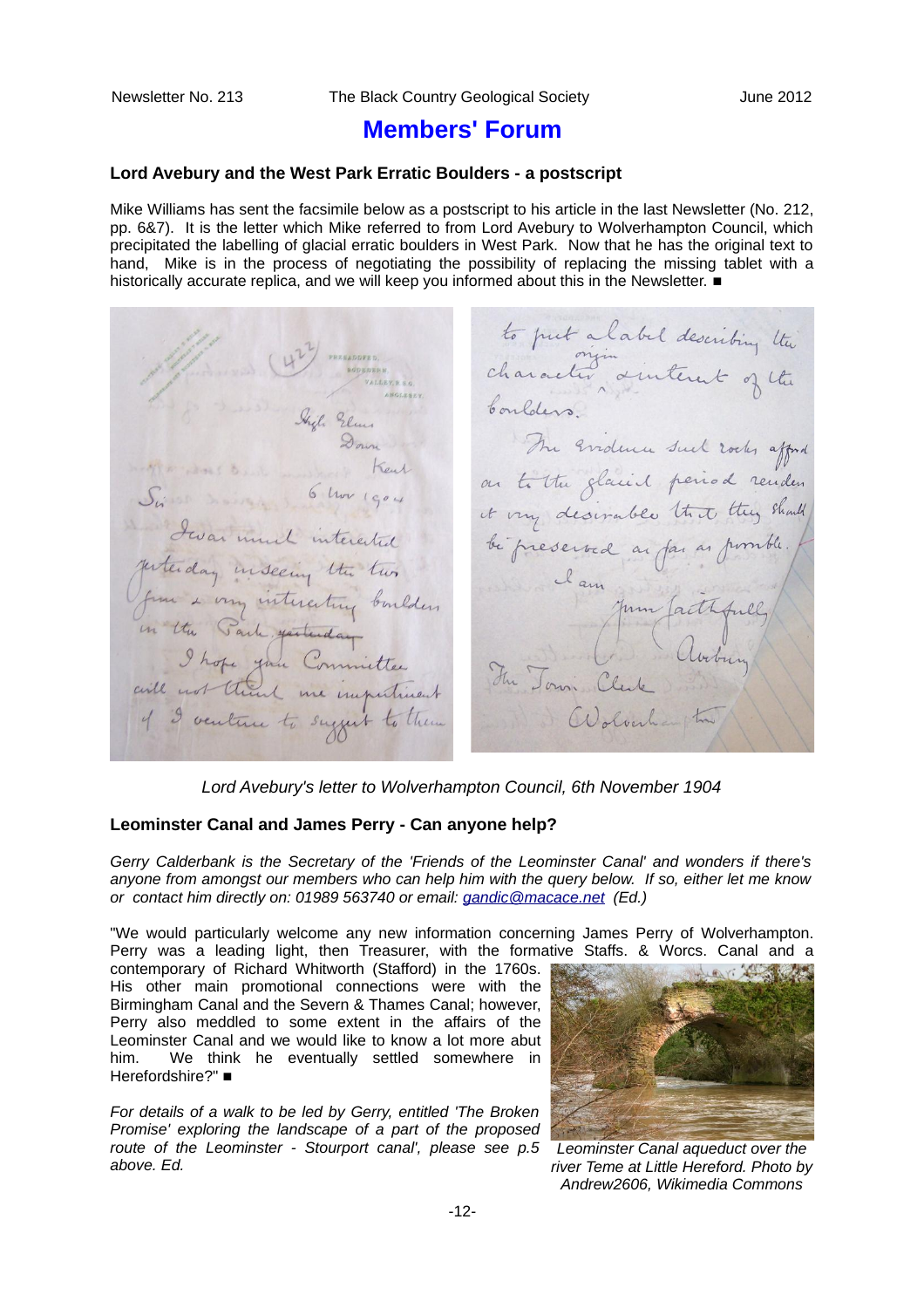# Members' Forum

## Lord Avebury and the West Park Erratic Boulders - a postscript

Mike Williams has sent the facsimile below as a postscript to his article in the last Newsletter (No. 212, pp. 6&7). It is the letter which Mike referred to from Lord Avebury to Wolverhampton Council, which precipitated the labelling of glacial erratic boulders in West Park. Now that he has the original text to hand, Mike is in the process of negotiating the possibility of replacing the missing tablet with a historically accurate replica, and we will keep you informed about this in the Newsletter. ■

*Lord Avebury's letter to Wolverhampton Council, 6th November 1904*

## Leominster Canal and James Perry - Can anyone help?

*Gerry Calderbank is the Secretary of the 'Friends of the Leominster Canal' and wonders if there's anyone from amongst our members who can help him with the query below. If so, either let me know or contact him directly on: 01989 563740 or email: gandic@macace.net (Ed.)*

"We would particularly welcome any new information concerning James Perry of Wolverhampton. Perry was a leading light, then Treasurer, with the formative Staffs. & Worcs. Canal and a contemporary of Richard Whitworth (Stafford) in the 1760s. His other main promotional connections were with the Birmingham Canal and the Severn & Thames Canal; however, Perry also meddled to some extent in the affairs of the Leominster Canal and we would like to know a lot more about him. We think he eventually settled somewhere in Herefordshire?" ■

*For details of a walk to be led by Gerry, entitled 'The Broken Promise' exploring the landscape of a part of the proposed route of the Leominster - Stourport canal', please see p.5 above. Ed.*

*Leominster Canal aqueduct over the river Teme at Little Hereford. Photo by Andrew2606, Wikimedia Commons*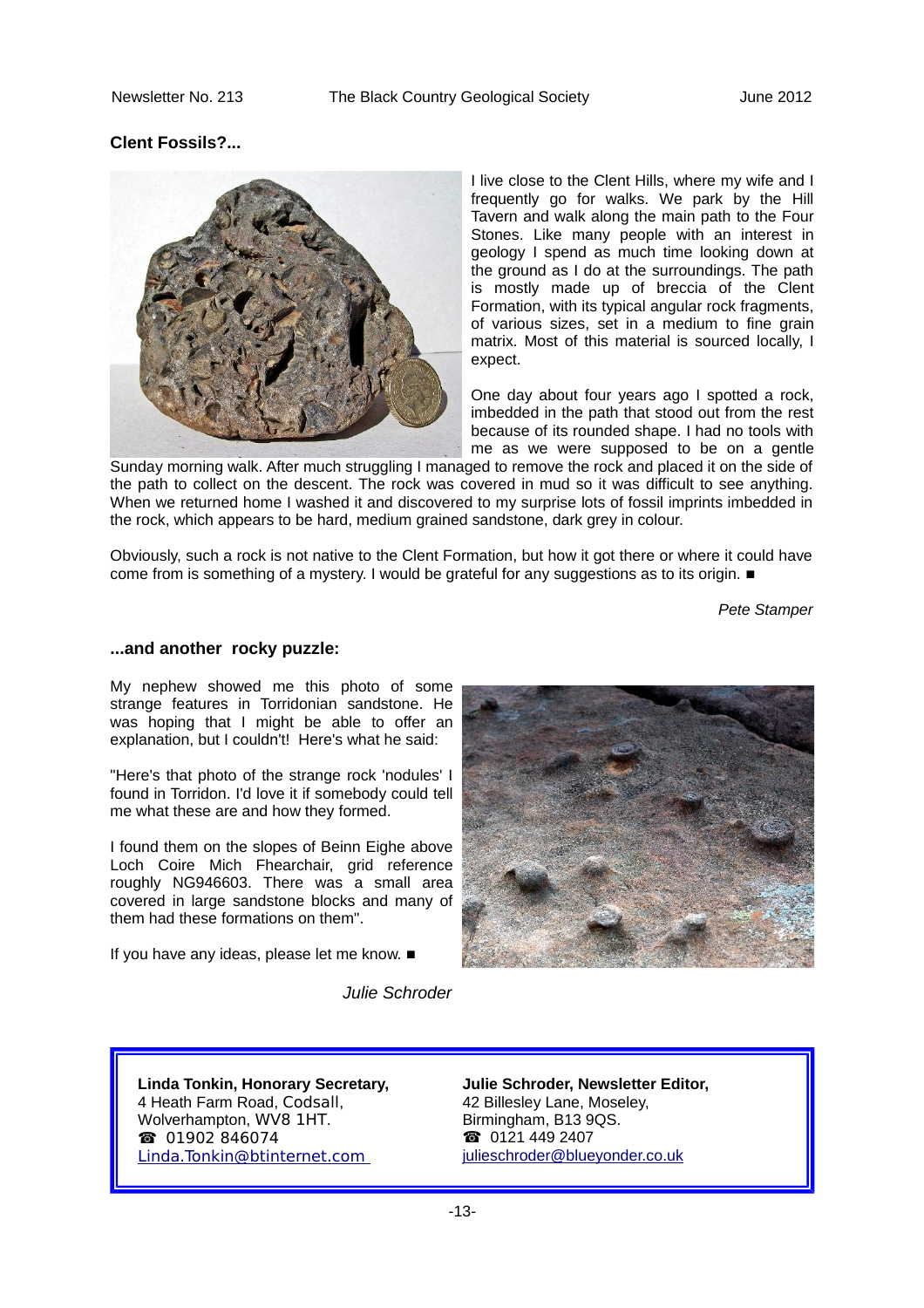## Clent Fossils?...

I live close to the Clent Hills, where my wife and I frequently go for walks. We park by the Hill Tavern and walk along the main path to the Four Stones. Like many people with an interest in geology I spend as much time looking down at the ground as I do at the surroundings. The path is mostly made up of breccia of the Clent Formation, with its typical angular rock fragments, of various sizes, set in a medium to fine grain matrix. Most of this material is sourced locally, I expect.

One day about four years ago I spotted a rock, imbedded in the path that stood out from the rest because of its rounded shape. I had no tools with me as we were supposed to be on a gentle Sunday morning walk. After much struggling I managed to remove the rock and placed it on the side of the path to collect on the descent. The rock was covered in mud so it was difficult to see anything. When we returned home I washed it and discovered to my surprise lots of fossil imprints imbedded in the rock, which appears to be hard, medium grained sandstone, dark grey in colour.

Obviously, such a rock is not native to the Clent Formation, but how it got there or where it could have come from is something of a mystery. I would be grateful for any suggestions as to its origin. ■

*Pete Stamper*

## ...and another rocky puzzle:

My nephew showed me this photo of some strange features in Torridonian sandstone. He was hoping that I might be able to offer an explanation, but I couldn't! Here's what he said:

"Here's that photo of the strange rock 'nodules' I found in Torridon. I'd love it if somebody could tell me what these are and how they formed.

I found them on the slopes of Beinn Eighe above Loch Coire Mich Fhearchair, grid reference roughly NG946603. There was a small area covered in large sandstone blocks and many of them had these formations on them".

If you have any ideas, please let me know. ■

*Julie Schroder*

---

**Linda Tonkin, Honorary Secretary,**
4 Heath Farm Road, Codsall,
Wolverhampton, WV8 1HT.
☎ 01902 846074
Linda.Tonkin@btinternet.com

**Julie Schroder, Newsletter Editor,**
42 Billesley Lane, Moseley,
Birmingham, B13 9QS.
☎ 0121 449 2407
julieschroder@blueyonder.co.uk